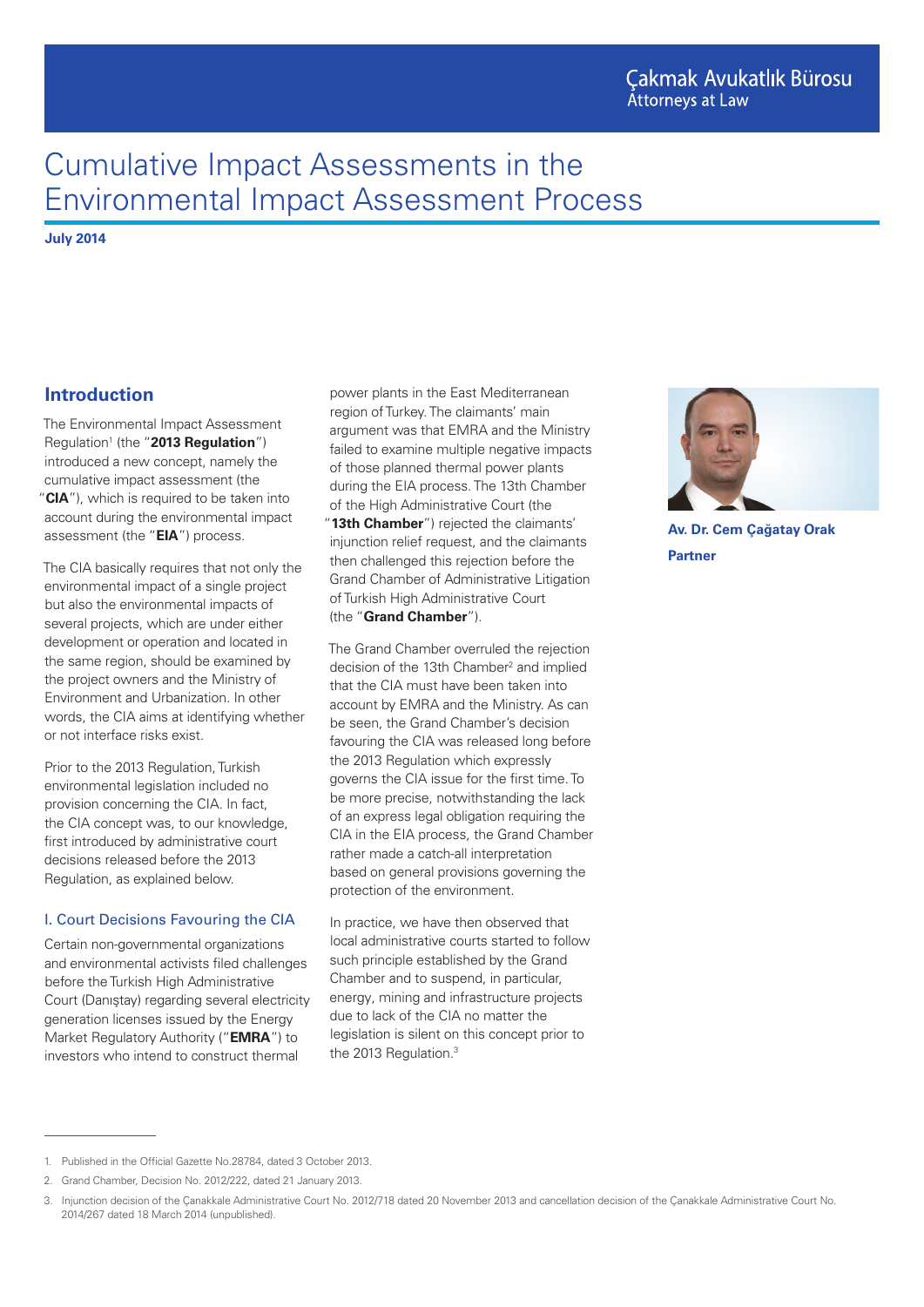Çakmak Avukatlık Bürosu
Attorneys at Law

# Cumulative Impact Assessments in the Environmental Impact Assessment Process

**July 2014**

**Av. Dr. Cem Çağatay Orak**

**Partner**

## Introduction

The Environmental Impact Assessment Regulation[1] (the "**2013 Regulation**") introduced a new concept, namely the cumulative impact assessment (the "**CIA**"), which is required to be taken into account during the environmental impact assessment (the "**EIA**") process.

The CIA basically requires that not only the environmental impact of a single project but also the environmental impacts of several projects, which are under either development or operation and located in the same region, should be examined by the project owners and the Ministry of Environment and Urbanization. In other words, the CIA aims at identifying whether or not interface risks exist.

Prior to the 2013 Regulation, Turkish environmental legislation included no provision concerning the CIA. In fact, the CIA concept was, to our knowledge, first introduced by administrative court decisions released before the 2013 Regulation, as explained below.

### I. Court Decisions Favouring the CIA

Certain non-governmental organizations and environmental activists filed challenges before the Turkish High Administrative Court (Danıştay) regarding several electricity generation licenses issued by the Energy Market Regulatory Authority ("**EMRA**") to investors who intend to construct thermal power plants in the East Mediterranean region of Turkey. The claimants' main argument was that EMRA and the Ministry failed to examine multiple negative impacts of those planned thermal power plants during the EIA process. The 13th Chamber of the High Administrative Court (the "**13th Chamber**") rejected the claimants' injunction relief request, and the claimants then challenged this rejection before the Grand Chamber of Administrative Litigation of Turkish High Administrative Court (the "**Grand Chamber**").

The Grand Chamber overruled the rejection decision of the 13th Chamber[2] and implied that the CIA must have been taken into account by EMRA and the Ministry. As can be seen, the Grand Chamber's decision favouring the CIA was released long before the 2013 Regulation which expressly governs the CIA issue for the first time. To be more precise, notwithstanding the lack of an express legal obligation requiring the CIA in the EIA process, the Grand Chamber rather made a catch-all interpretation based on general provisions governing the protection of the environment.

In practice, we have then observed that local administrative courts started to follow such principle established by the Grand Chamber and to suspend, in particular, energy, mining and infrastructure projects due to lack of the CIA no matter the legislation is silent on this concept prior to the 2013 Regulation.[3]

---

1. Published in the Official Gazette No.28784, dated 3 October 2013.
2. Grand Chamber, Decision No. 2012/222, dated 21 January 2013.
3. Injunction decision of the Çanakkale Administrative Court No. 2012/718 dated 20 November 2013 and cancellation decision of the Çanakkale Administrative Court No. 2014/267 dated 18 March 2014 (unpublished).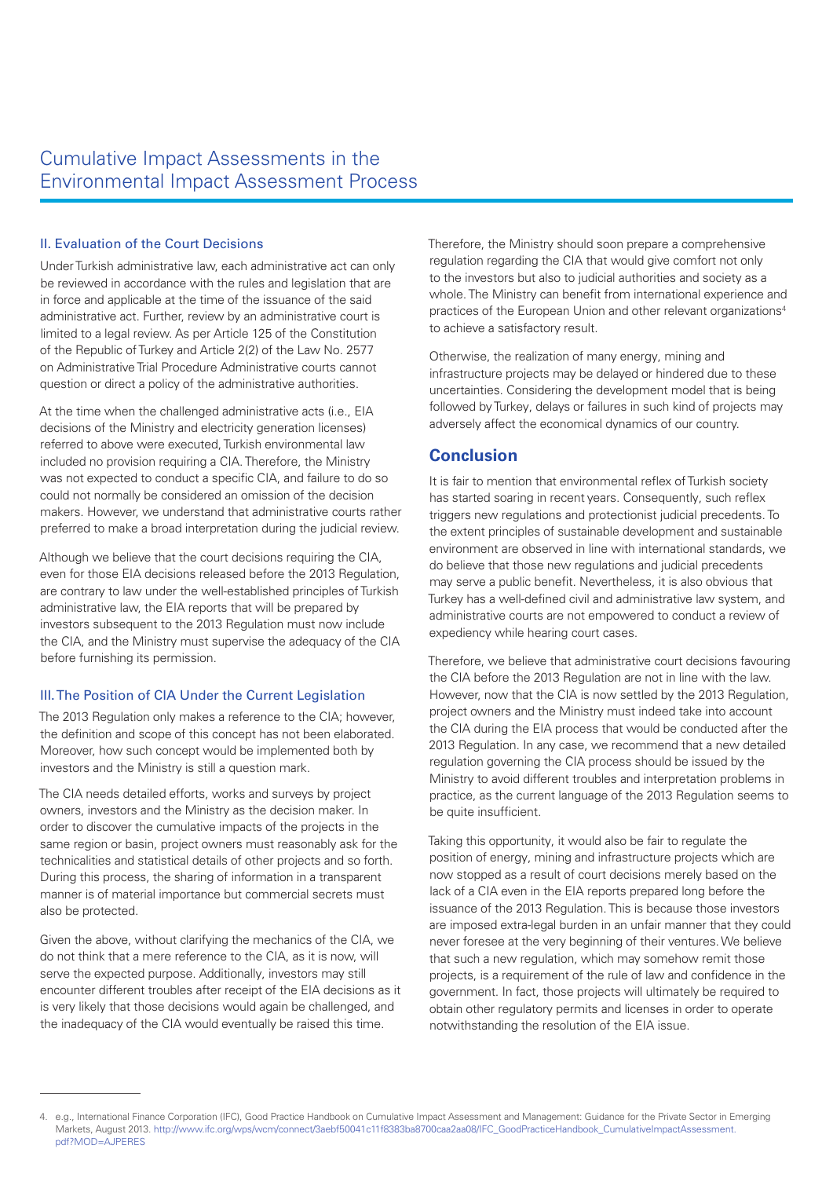# Cumulative Impact Assessments in the Environmental Impact Assessment Process

### II. Evaluation of the Court Decisions

Under Turkish administrative law, each administrative act can only be reviewed in accordance with the rules and legislation that are in force and applicable at the time of the issuance of the said administrative act. Further, review by an administrative court is limited to a legal review. As per Article 125 of the Constitution of the Republic of Turkey and Article 2(2) of the Law No. 2577 on Administrative Trial Procedure Administrative courts cannot question or direct a policy of the administrative authorities.

At the time when the challenged administrative acts (i.e., EIA decisions of the Ministry and electricity generation licenses) referred to above were executed, Turkish environmental law included no provision requiring a CIA. Therefore, the Ministry was not expected to conduct a specific CIA, and failure to do so could not normally be considered an omission of the decision makers. However, we understand that administrative courts rather preferred to make a broad interpretation during the judicial review.

Although we believe that the court decisions requiring the CIA, even for those EIA decisions released before the 2013 Regulation, are contrary to law under the well-established principles of Turkish administrative law, the EIA reports that will be prepared by investors subsequent to the 2013 Regulation must now include the CIA, and the Ministry must supervise the adequacy of the CIA before furnishing its permission.

### III. The Position of CIA Under the Current Legislation

The 2013 Regulation only makes a reference to the CIA; however, the definition and scope of this concept has not been elaborated. Moreover, how such concept would be implemented both by investors and the Ministry is still a question mark.

The CIA needs detailed efforts, works and surveys by project owners, investors and the Ministry as the decision maker. In order to discover the cumulative impacts of the projects in the same region or basin, project owners must reasonably ask for the technicalities and statistical details of other projects and so forth. During this process, the sharing of information in a transparent manner is of material importance but commercial secrets must also be protected.

Given the above, without clarifying the mechanics of the CIA, we do not think that a mere reference to the CIA, as it is now, will serve the expected purpose. Additionally, investors may still encounter different troubles after receipt of the EIA decisions as it is very likely that those decisions would again be challenged, and the inadequacy of the CIA would eventually be raised this time.

Therefore, the Ministry should soon prepare a comprehensive regulation regarding the CIA that would give comfort not only to the investors but also to judicial authorities and society as a whole. The Ministry can benefit from international experience and practices of the European Union and other relevant organizations[4] to achieve a satisfactory result.

Otherwise, the realization of many energy, mining and infrastructure projects may be delayed or hindered due to these uncertainties. Considering the development model that is being followed by Turkey, delays or failures in such kind of projects may adversely affect the economical dynamics of our country.

## Conclusion

It is fair to mention that environmental reflex of Turkish society has started soaring in recent years. Consequently, such reflex triggers new regulations and protectionist judicial precedents. To the extent principles of sustainable development and sustainable environment are observed in line with international standards, we do believe that those new regulations and judicial precedents may serve a public benefit. Nevertheless, it is also obvious that Turkey has a well-defined civil and administrative law system, and administrative courts are not empowered to conduct a review of expediency while hearing court cases.

Therefore, we believe that administrative court decisions favouring the CIA before the 2013 Regulation are not in line with the law. However, now that the CIA is now settled by the 2013 Regulation, project owners and the Ministry must indeed take into account the CIA during the EIA process that would be conducted after the 2013 Regulation. In any case, we recommend that a new detailed regulation governing the CIA process should be issued by the Ministry to avoid different troubles and interpretation problems in practice, as the current language of the 2013 Regulation seems to be quite insufficient.

Taking this opportunity, it would also be fair to regulate the position of energy, mining and infrastructure projects which are now stopped as a result of court decisions merely based on the lack of a CIA even in the EIA reports prepared long before the issuance of the 2013 Regulation. This is because those investors are imposed extra-legal burden in an unfair manner that they could never foresee at the very beginning of their ventures. We believe that such a new regulation, which may somehow remit those projects, is a requirement of the rule of law and confidence in the government. In fact, those projects will ultimately be required to obtain other regulatory permits and licenses in order to operate notwithstanding the resolution of the EIA issue.

---

4. e.g., International Finance Corporation (IFC), Good Practice Handbook on Cumulative Impact Assessment and Management: Guidance for the Private Sector in Emerging Markets, August 2013. http://www.ifc.org/wps/wcm/connect/3aebf50041c11f8383ba8700caa2aa08/IFC_GoodPracticeHandbook_CumulativeImpactAssessment.pdf?MOD=AJPERES